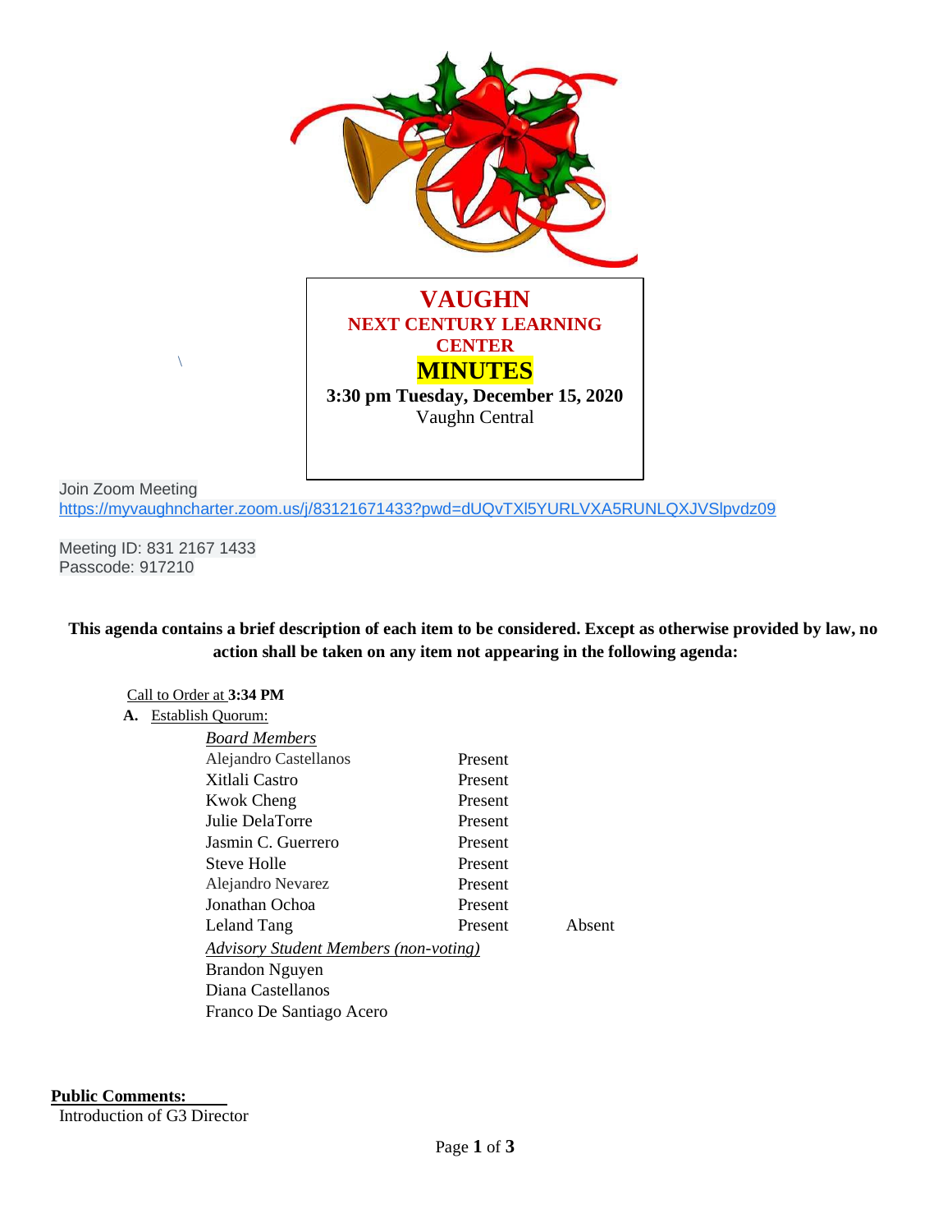# VAUGHN
## NEXT CENTURY LEARNING CENTER
## MINUTES

**3:30 pm Tuesday, December 15, 2020**
Vaughn Central

\

Join Zoom Meeting
https://myvaughncharter.zoom.us/j/83121671433?pwd=dUQvTXl5YURLVXA5RUNLQXJVSlpvdz09

Meeting ID: 831 2167 1433
Passcode: 917210

**This agenda contains a brief description of each item to be considered. Except as otherwise provided by law, no action shall be taken on any item not appearing in the following agenda:**

Call to Order at **3:34 PM**

**A.** Establish Quorum:

| *Board Members* | | |
|---|---|---|
| Alejandro Castellanos | Present | |
| Xitlali Castro | Present | |
| Kwok Cheng | Present | |
| Julie DelaTorre | Present | |
| Jasmin C. Guerrero | Present | |
| Steve Holle | Present | |
| Alejandro Nevarez | Present | |
| Jonathan Ochoa | Present | |
| Leland Tang | Present | Absent |

*Advisory Student Members (non-voting)*
Brandon Nguyen
Diana Castellanos
Franco De Santiago Acero

**Public Comments:**
Introduction of G3 Director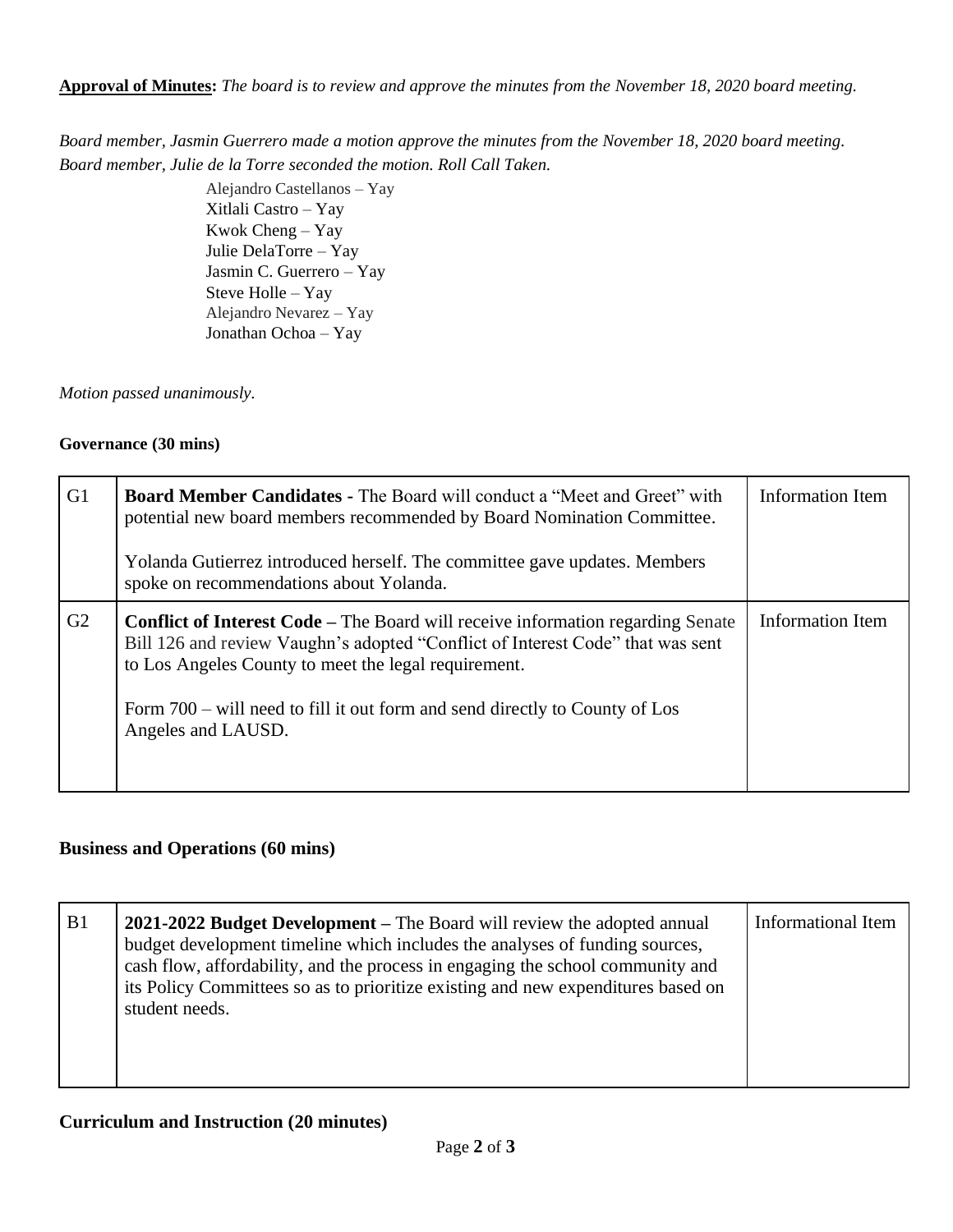**Approval of Minutes:** *The board is to review and approve the minutes from the November 18, 2020 board meeting.*

*Board member, Jasmin Guerrero made a motion approve the minutes from the November 18, 2020 board meeting. Board member, Julie de la Torre seconded the motion. Roll Call Taken.*

Alejandro Castellanos – Yay
Xitlali Castro – Yay
Kwok Cheng – Yay
Julie DelaTorre – Yay
Jasmin C. Guerrero – Yay
Steve Holle – Yay
Alejandro Nevarez – Yay
Jonathan Ochoa – Yay

*Motion passed unanimously.*

**Governance (30 mins)**

| | | |
|---|---|---|
| G1 | **Board Member Candidates -** The Board will conduct a "Meet and Greet" with potential new board members recommended by Board Nomination Committee.<br><br>Yolanda Gutierrez introduced herself. The committee gave updates. Members spoke on recommendations about Yolanda. | Information Item |
| G2 | **Conflict of Interest Code –** The Board will receive information regarding Senate Bill 126 and review Vaughn's adopted "Conflict of Interest Code" that was sent to Los Angeles County to meet the legal requirement.<br><br>Form 700 – will need to fill it out form and send directly to County of Los Angeles and LAUSD. | Information Item |

**Business and Operations (60 mins)**

| | | |
|---|---|---|
| B1 | **2021-2022 Budget Development –** The Board will review the adopted annual budget development timeline which includes the analyses of funding sources, cash flow, affordability, and the process in engaging the school community and its Policy Committees so as to prioritize existing and new expenditures based on student needs. | Informational Item |

**Curriculum and Instruction (20 minutes)**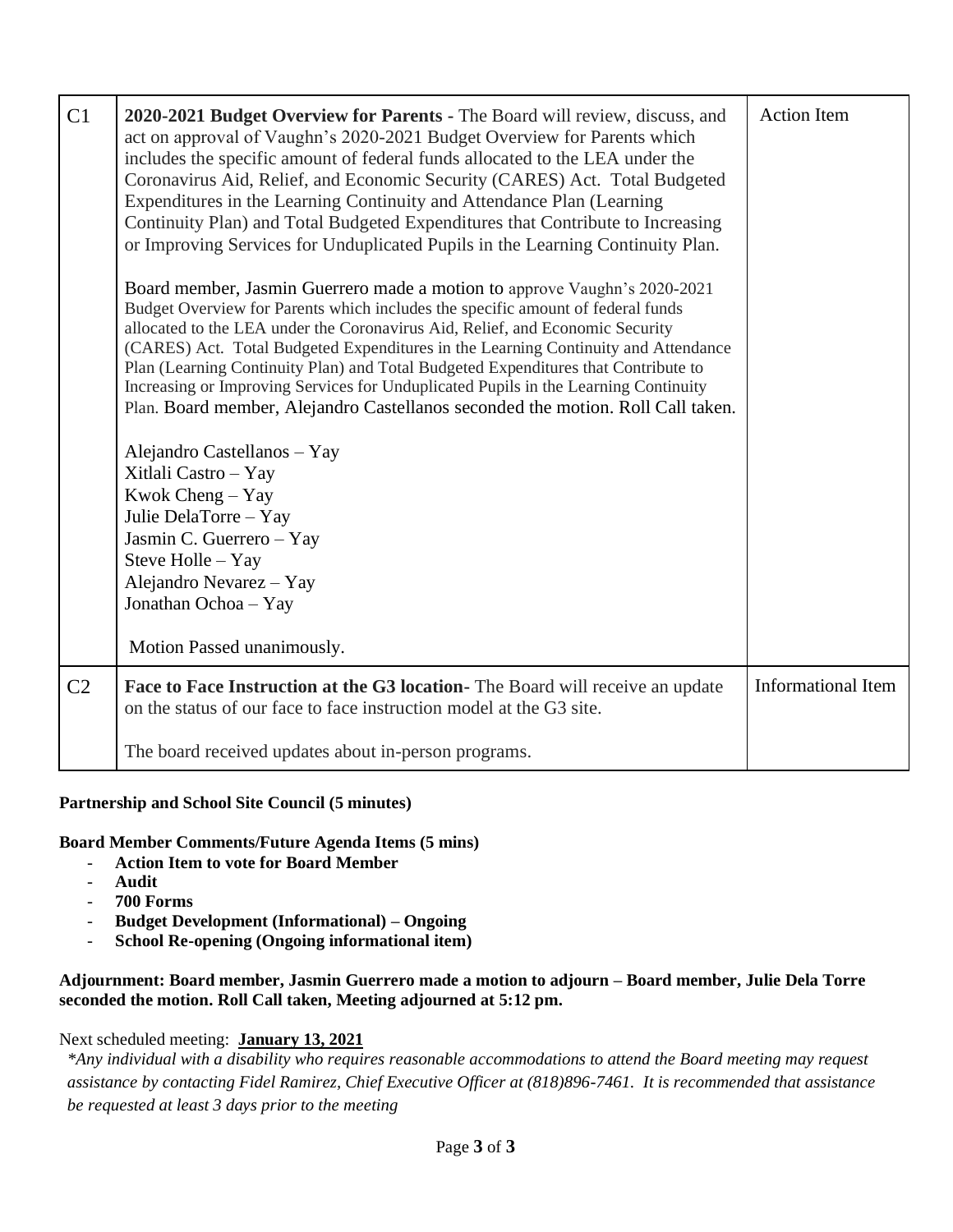| | | |
|---|---|---|
| C1 | **2020-2021 Budget Overview for Parents -** The Board will review, discuss, and act on approval of Vaughn's 2020-2021 Budget Overview for Parents which includes the specific amount of federal funds allocated to the LEA under the Coronavirus Aid, Relief, and Economic Security (CARES) Act. Total Budgeted Expenditures in the Learning Continuity and Attendance Plan (Learning Continuity Plan) and Total Budgeted Expenditures that Contribute to Increasing or Improving Services for Unduplicated Pupils in the Learning Continuity Plan.<br><br>Board member, Jasmin Guerrero made a motion to approve Vaughn's 2020-2021 Budget Overview for Parents which includes the specific amount of federal funds allocated to the LEA under the Coronavirus Aid, Relief, and Economic Security (CARES) Act. Total Budgeted Expenditures in the Learning Continuity and Attendance Plan (Learning Continuity Plan) and Total Budgeted Expenditures that Contribute to Increasing or Improving Services for Unduplicated Pupils in the Learning Continuity Plan. Board member, Alejandro Castellanos seconded the motion. Roll Call taken.<br><br>Alejandro Castellanos – Yay<br>Xitlali Castro – Yay<br>Kwok Cheng – Yay<br>Julie DelaTorre – Yay<br>Jasmin C. Guerrero – Yay<br>Steve Holle – Yay<br>Alejandro Nevarez – Yay<br>Jonathan Ochoa – Yay<br><br>Motion Passed unanimously. | Action Item |
| C2 | **Face to Face Instruction at the G3 location-** The Board will receive an update on the status of our face to face instruction model at the G3 site.<br><br>The board received updates about in-person programs. | Informational Item |

**Partnership and School Site Council (5 minutes)**

**Board Member Comments/Future Agenda Items (5 mins)**

- **Action Item to vote for Board Member**
- **Audit**
- **700 Forms**
- **Budget Development (Informational) – Ongoing**
- **School Re-opening (Ongoing informational item)**

**Adjournment: Board member, Jasmin Guerrero made a motion to adjourn – Board member, Julie Dela Torre seconded the motion. Roll Call taken, Meeting adjourned at 5:12 pm.**

Next scheduled meeting: **January 13, 2021**

*\*Any individual with a disability who requires reasonable accommodations to attend the Board meeting may request assistance by contacting Fidel Ramirez, Chief Executive Officer at (818)896-7461. It is recommended that assistance be requested at least 3 days prior to the meeting*